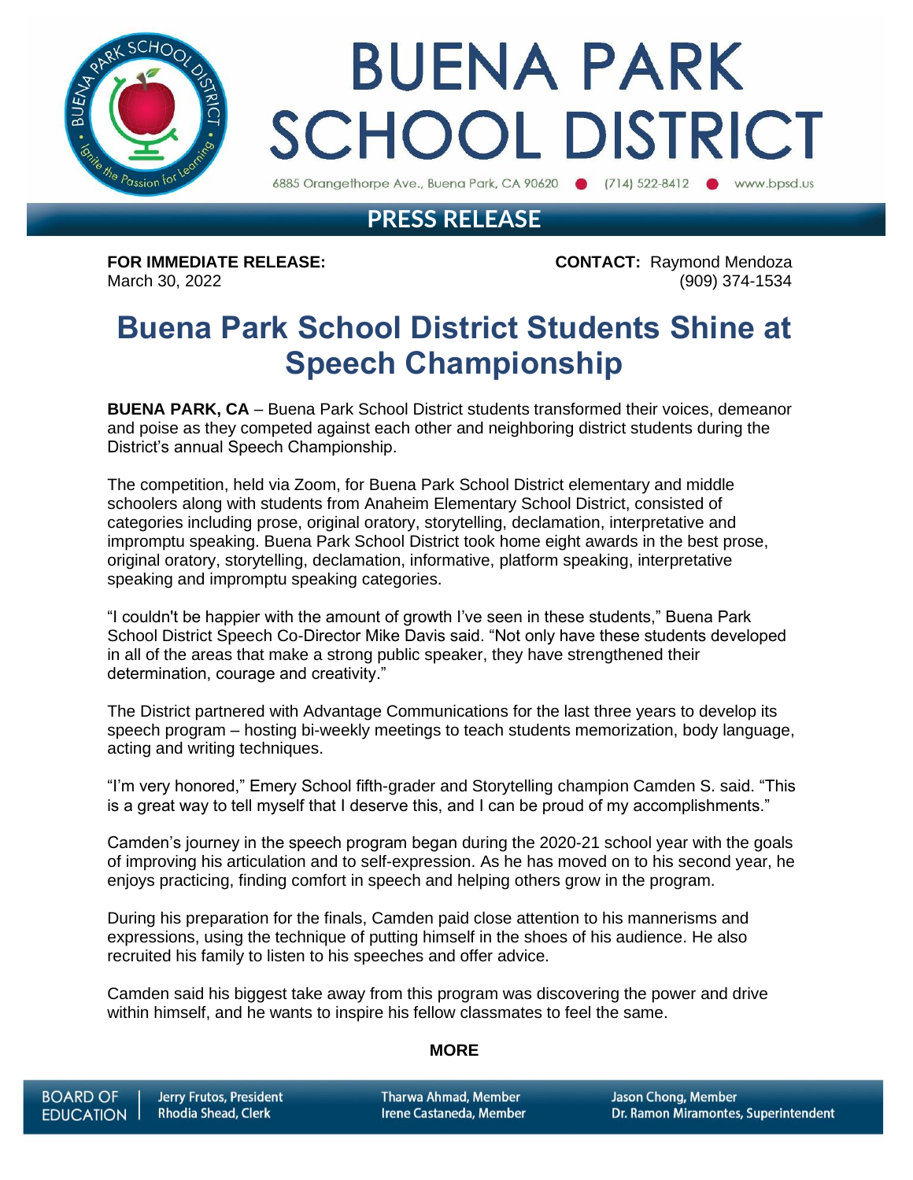# BUENA PARK SCHOOL DISTRICT

6885 Orangethorpe Ave., Buena Park, CA 90620 • (714) 522-8412 • www.bpsd.us

## PRESS RELEASE

**FOR IMMEDIATE RELEASE:**
March 30, 2022

**CONTACT:** Raymond Mendoza
(909) 374-1534

# Buena Park School District Students Shine at Speech Championship

**BUENA PARK, CA** – Buena Park School District students transformed their voices, demeanor and poise as they competed against each other and neighboring district students during the District's annual Speech Championship.

The competition, held via Zoom, for Buena Park School District elementary and middle schoolers along with students from Anaheim Elementary School District, consisted of categories including prose, original oratory, storytelling, declamation, interpretative and impromptu speaking. Buena Park School District took home eight awards in the best prose, original oratory, storytelling, declamation, informative, platform speaking, interpretative speaking and impromptu speaking categories.

"I couldn't be happier with the amount of growth I've seen in these students," Buena Park School District Speech Co-Director Mike Davis said. "Not only have these students developed in all of the areas that make a strong public speaker, they have strengthened their determination, courage and creativity."

The District partnered with Advantage Communications for the last three years to develop its speech program – hosting bi-weekly meetings to teach students memorization, body language, acting and writing techniques.

"I'm very honored," Emery School fifth-grader and Storytelling champion Camden S. said. "This is a great way to tell myself that I deserve this, and I can be proud of my accomplishments."

Camden's journey in the speech program began during the 2020-21 school year with the goals of improving his articulation and to self-expression. As he has moved on to his second year, he enjoys practicing, finding comfort in speech and helping others grow in the program.

During his preparation for the finals, Camden paid close attention to his mannerisms and expressions, using the technique of putting himself in the shoes of his audience. He also recruited his family to listen to his speeches and offer advice.

Camden said his biggest take away from this program was discovering the power and drive within himself, and he wants to inspire his fellow classmates to feel the same.

**MORE**

BOARD OF EDUCATION | Jerry Frutos, President | Rhodia Shead, Clerk | Tharwa Ahmad, Member | Irene Castaneda, Member | Jason Chong, Member | Dr. Ramon Miramontes, Superintendent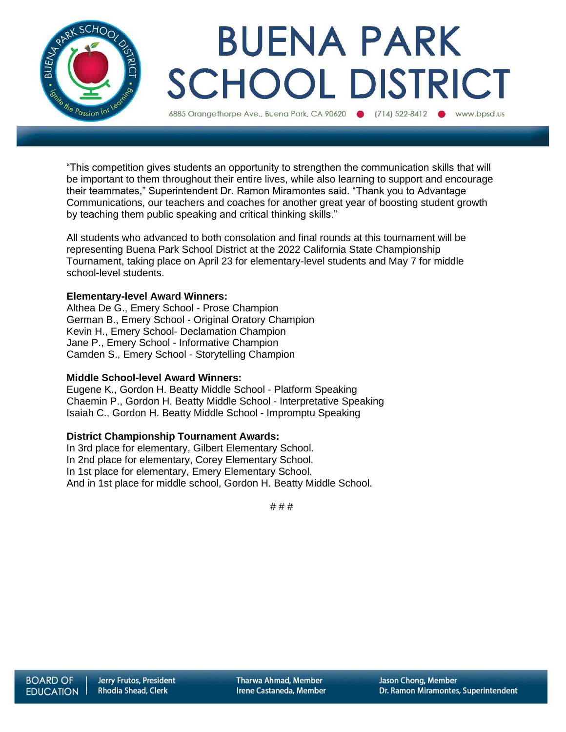"This competition gives students an opportunity to strengthen the communication skills that will be important to them throughout their entire lives, while also learning to support and encourage their teammates," Superintendent Dr. Ramon Miramontes said. "Thank you to Advantage Communications, our teachers and coaches for another great year of boosting student growth by teaching them public speaking and critical thinking skills."

All students who advanced to both consolation and final rounds at this tournament will be representing Buena Park School District at the 2022 California State Championship Tournament, taking place on April 23 for elementary-level students and May 7 for middle school-level students.

**Elementary-level Award Winners:**
Althea De G., Emery School - Prose Champion
German B., Emery School - Original Oratory Champion
Kevin H., Emery School- Declamation Champion
Jane P., Emery School - Informative Champion
Camden S., Emery School - Storytelling Champion

**Middle School-level Award Winners:**
Eugene K., Gordon H. Beatty Middle School - Platform Speaking
Chaemin P., Gordon H. Beatty Middle School - Interpretative Speaking
Isaiah C., Gordon H. Beatty Middle School - Impromptu Speaking

**District Championship Tournament Awards:**
In 3rd place for elementary, Gilbert Elementary School.
In 2nd place for elementary, Corey Elementary School.
In 1st place for elementary, Emery Elementary School.
And in 1st place for middle school, Gordon H. Beatty Middle School.

# # #